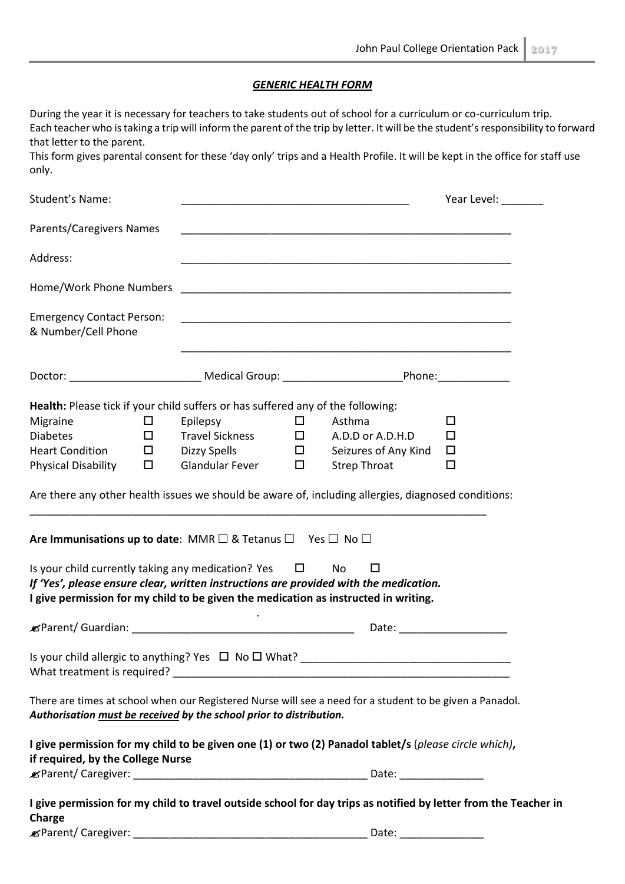## ***GENERIC HEALTH FORM***

During the year it is necessary for teachers to take students out of school for a curriculum or co-curriculum trip. Each teacher who is taking a trip will inform the parent of the trip by letter. It will be the student's responsibility to forward that letter to the parent.
This form gives parental consent for these 'day only' trips and a Health Profile. It will be kept in the office for staff use only.

Student's Name: ______________________________________ Year Level: _______

Parents/Caregivers Names ________________________________________________________

Address: ________________________________________________________

Home/Work Phone Numbers ________________________________________________________

Emergency Contact Person: & Number/Cell Phone ________________________________________________________

________________________________________________________

Doctor: ______________________ Medical Group: ____________________Phone:____________

**Health:** Please tick if your child suffers or has suffered any of the following:

| | | | | | |
|---|---|---|---|---|---|
| Migraine | ☐ | Epilepsy | ☐ | Asthma | ☐ |
| Diabetes | ☐ | Travel Sickness | ☐ | A.D.D or A.D.H.D | ☐ |
| Heart Condition | ☐ | Dizzy Spells | ☐ | Seizures of Any Kind | ☐ |
| Physical Disability | ☐ | Glandular Fever | ☐ | Strep Throat | ☐ |

Are there any other health issues we should be aware of, including allergies, diagnosed conditions:

_____________________________________________________________________________

**Are Immunisations up to date**: MMR ☐ & Tetanus ☐ Yes ☐ No ☐

Is your child currently taking any medication? Yes ☐ No ☐
***If 'Yes', please ensure clear, written instructions are provided with the medication.***
**I give permission for my child to be given the medication as instructed in writing.**

✍Parent/ Guardian: _____________________________________ Date: __________________

Is your child allergic to anything? Yes ☐ No ☐ What? __________________________________
What treatment is required? ________________________________________________________

There are times at school when our Registered Nurse will see a need for a student to be given a Panadol.
***Authorisation must be received by the school prior to distribution.***

**I give permission for my child to be given one (1) or two (2) Panadol tablet/s** (*please circle which*)**, if required, by the College Nurse**
✍Parent/ Caregiver: _______________________________________ Date: ______________

**I give permission for my child to travel outside school for day trips as notified by letter from the Teacher in Charge**
✍Parent/ Caregiver: _______________________________________ Date: ______________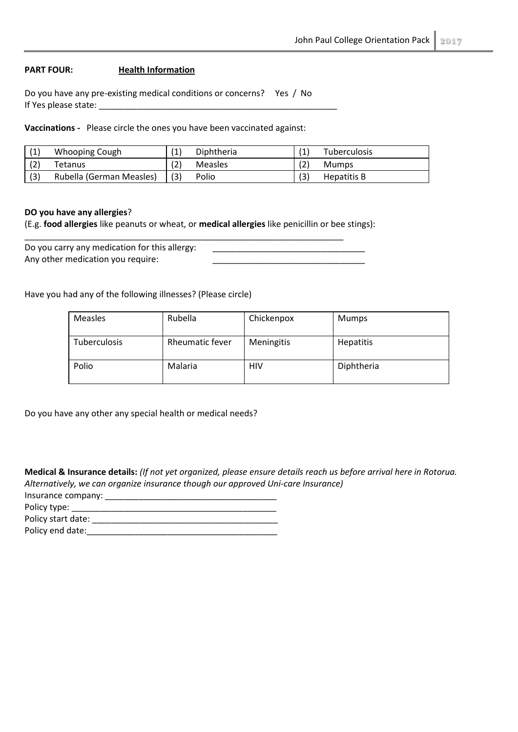**PART FOUR:** **Health Information**

Do you have any pre-existing medical conditions or concerns? Yes / No
If Yes please state: ____________________________________________________

**Vaccinations -** Please circle the ones you have been vaccinated against:

| | | | | | |
|---|---|---|---|---|---|
| (1) | Whooping Cough | (1) | Diphtheria | (1) | Tuberculosis |
| (2) | Tetanus | (2) | Measles | (2) | Mumps |
| (3) | Rubella (German Measles) | (3) | Polio | (3) | Hepatitis B |

**DO you have any allergies**?
(E.g. **food allergies** like peanuts or wheat, or **medical allergies** like penicillin or bee stings):
_____________________________________________________________________
Do you carry any medication for this allergy: _______________________________
Any other medication you require: _______________________________

Have you had any of the following illnesses? (Please circle)

| | | | |
|---|---|---|---|
| Measles | Rubella | Chickenpox | Mumps |
| Tuberculosis | Rheumatic fever | Meningitis | Hepatitis |
| Polio | Malaria | HIV | Diphtheria |

Do you have any other any special health or medical needs?

**Medical & Insurance details:** *(If not yet organized, please ensure details reach us before arrival here in Rotorua. Alternatively, we can organize insurance though our approved Uni-care Insurance)*
Insurance company: ____________________________________
Policy type: ____________________________________________
Policy start date: ________________________________________
Policy end date:__________________________________________